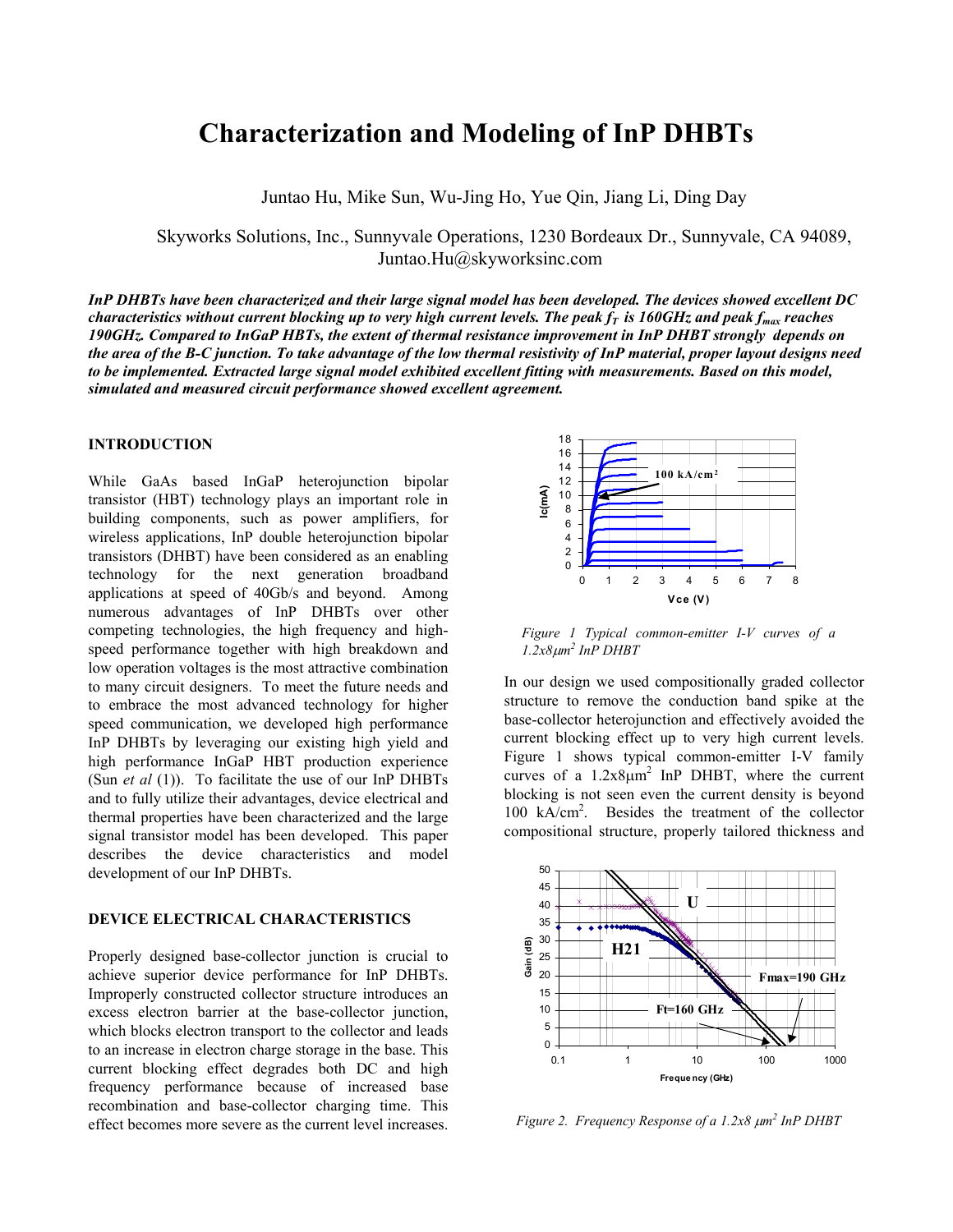# Characterization and Modeling of InP DHBTs

Juntao Hu, Mike Sun, Wu-Jing Ho, Yue Qin, Jiang Li, Ding Day

Skyworks Solutions, Inc., Sunnyvale Operations, 1230 Bordeaux Dr., Sunnyvale, CA 94089, Juntao.Hu@skyworksinc.com

***InP DHBTs have been characterized and their large signal model has been developed. The devices showed excellent DC characteristics without current blocking up to very high current levels. The peak $f_T$ is 160GHz and peak $f_{max}$ reaches 190GHz. Compared to InGaP HBTs, the extent of thermal resistance improvement in InP DHBT strongly depends on the area of the B-C junction. To take advantage of the low thermal resistivity of InP material, proper layout designs need to be implemented. Extracted large signal model exhibited excellent fitting with measurements. Based on this model, simulated and measured circuit performance showed excellent agreement.***

## INTRODUCTION

While GaAs based InGaP heterojunction bipolar transistor (HBT) technology plays an important role in building components, such as power amplifiers, for wireless applications, InP double heterojunction bipolar transistors (DHBT) have been considered as an enabling technology for the next generation broadband applications at speed of 40Gb/s and beyond. Among numerous advantages of InP DHBTs over other competing technologies, the high frequency and high-speed performance together with high breakdown and low operation voltages is the most attractive combination to many circuit designers. To meet the future needs and to embrace the most advanced technology for higher speed communication, we developed high performance InP DHBTs by leveraging our existing high yield and high performance InGaP HBT production experience (Sun *et al* (1)). To facilitate the use of our InP DHBTs and to fully utilize their advantages, device electrical and thermal properties have been characterized and the large signal transistor model has been developed. This paper describes the device characteristics and model development of our InP DHBTs.

## DEVICE ELECTRICAL CHARACTERISTICS

Properly designed base-collector junction is crucial to achieve superior device performance for InP DHBTs. Improperly constructed collector structure introduces an excess electron barrier at the base-collector junction, which blocks electron transport to the collector and leads to an increase in electron charge storage in the base. This current blocking effect degrades both DC and high frequency performance because of increased base recombination and base-collector charging time. This effect becomes more severe as the current level increases.

*Figure 1 Typical common-emitter I-V curves of a $1.2x8\mu m^2$ InP DHBT*

In our design we used compositionally graded collector structure to remove the conduction band spike at the base-collector heterojunction and effectively avoided the current blocking effect up to very high current levels. Figure 1 shows typical common-emitter I-V family curves of a $1.2x8\mu m^2$ InP DHBT, where the current blocking is not seen even the current density is beyond 100 kA/cm$^2$. Besides the treatment of the collector compositional structure, properly tailored thickness and

*Figure 2. Frequency Response of a $1.2x8\ \mu m^2$ InP DHBT*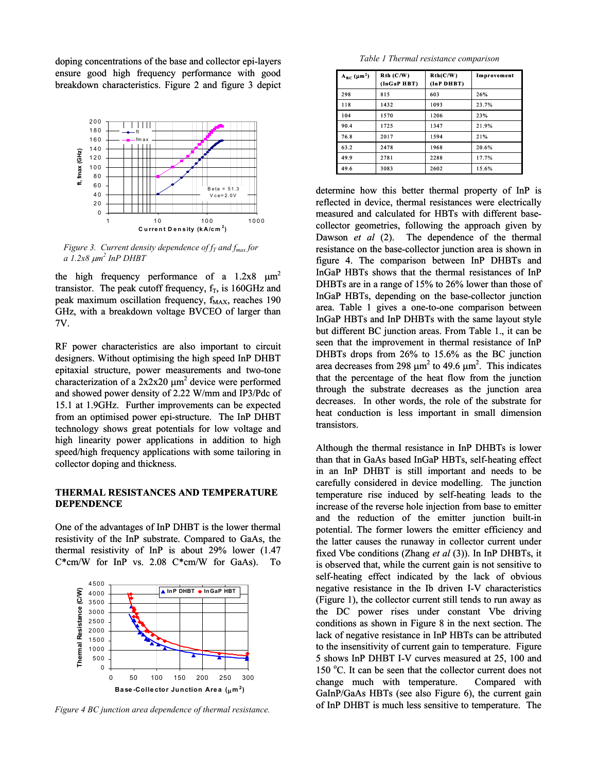doping concentrations of the base and collector epi-layers ensure good high frequency performance with good breakdown characteristics. Figure 2 and figure 3 depict

*Figure 3. Current density dependence of $f_T$ and $f_{max}$ for a 1.2x8 $\mu m^2$ InP DHBT*

the high frequency performance of a 1.2x8 $\mu m^2$ transistor. The peak cutoff frequency, $f_T$, is 160GHz and peak maximum oscillation frequency, $f_{MAX}$, reaches 190 GHz, with a breakdown voltage BVCEO of larger than 7V.

RF power characteristics are also important to circuit designers. Without optimising the high speed InP DHBT epitaxial structure, power measurements and two-tone characterization of a 2x2x20 $\mu m^2$ device were performed and showed power density of 2.22 W/mm and IP3/Pdc of 15.1 at 1.9GHz. Further improvements can be expected from an optimised power epi-structure. The InP DHBT technology shows great potentials for low voltage and high linearity power applications in addition to high speed/high frequency applications with some tailoring in collector doping and thickness.

## THERMAL RESISTANCES AND TEMPERATURE DEPENDENCE

One of the advantages of InP DHBT is the lower thermal resistivity of the InP substrate. Compared to GaAs, the thermal resistivity of InP is about 29% lower (1.47 C*cm/W for InP vs. 2.08 C*cm/W for GaAs). To

*Figure 4 BC junction area dependence of thermal resistance.*

*Table 1 Thermal resistance comparison*

| $A_{BC}$ ($\mu m^2$) | Rth (C/W) (InGaP HBT) | Rth(C/W) (InP DHBT) | Improvement |
|---|---|---|---|
| 298 | 815 | 603 | 26% |
| 118 | 1432 | 1093 | 23.7% |
| 104 | 1570 | 1206 | 23% |
| 90.4 | 1725 | 1347 | 21.9% |
| 76.8 | 2017 | 1594 | 21% |
| 63.2 | 2478 | 1968 | 20.6% |
| 49.9 | 2781 | 2288 | 17.7% |
| 49.6 | 3083 | 2602 | 15.6% |

determine how this better thermal property of InP is reflected in device, thermal resistances were electrically measured and calculated for HBTs with different base-collector geometries, following the approach given by Dawson *et al* (2). The dependence of the thermal resistance on the base-collector junction area is shown in figure 4. The comparison between InP DHBTs and InGaP HBTs shows that the thermal resistances of InP DHBTs are in a range of 15% to 26% lower than those of InGaP HBTs, depending on the base-collector junction area. Table 1 gives a one-to-one comparison between InGaP HBTs and InP DHBTs with the same layout style but different BC junction areas. From Table 1., it can be seen that the improvement in thermal resistance of InP DHBTs drops from 26% to 15.6% as the BC junction area decreases from 298 $\mu m^2$ to 49.6 $\mu m^2$. This indicates that the percentage of the heat flow from the junction through the substrate decreases as the junction area decreases. In other words, the role of the substrate for heat conduction is less important in small dimension transistors.

Although the thermal resistance in InP DHBTs is lower than that in GaAs based InGaP HBTs, self-heating effect in an InP DHBT is still important and needs to be carefully considered in device modelling. The junction temperature rise induced by self-heating leads to the increase of the reverse hole injection from base to emitter and the reduction of the emitter junction built-in potential. The former lowers the emitter efficiency and the latter causes the runaway in collector current under fixed Vbe conditions (Zhang *et al* (3)). In InP DHBTs, it is observed that, while the current gain is not sensitive to self-heating effect indicated by the lack of obvious negative resistance in the Ib driven I-V characteristics (Figure 1), the collector current still tends to run away as the DC power rises under constant Vbe driving conditions as shown in Figure 8 in the next section. The lack of negative resistance in InP HBTs can be attributed to the insensitivity of current gain to temperature. Figure 5 shows InP DHBT I-V curves measured at 25, 100 and 150 °C. It can be seen that the collector current does not change much with temperature. Compared with GaInP/GaAs HBTs (see also Figure 6), the current gain of InP DHBT is much less sensitive to temperature. The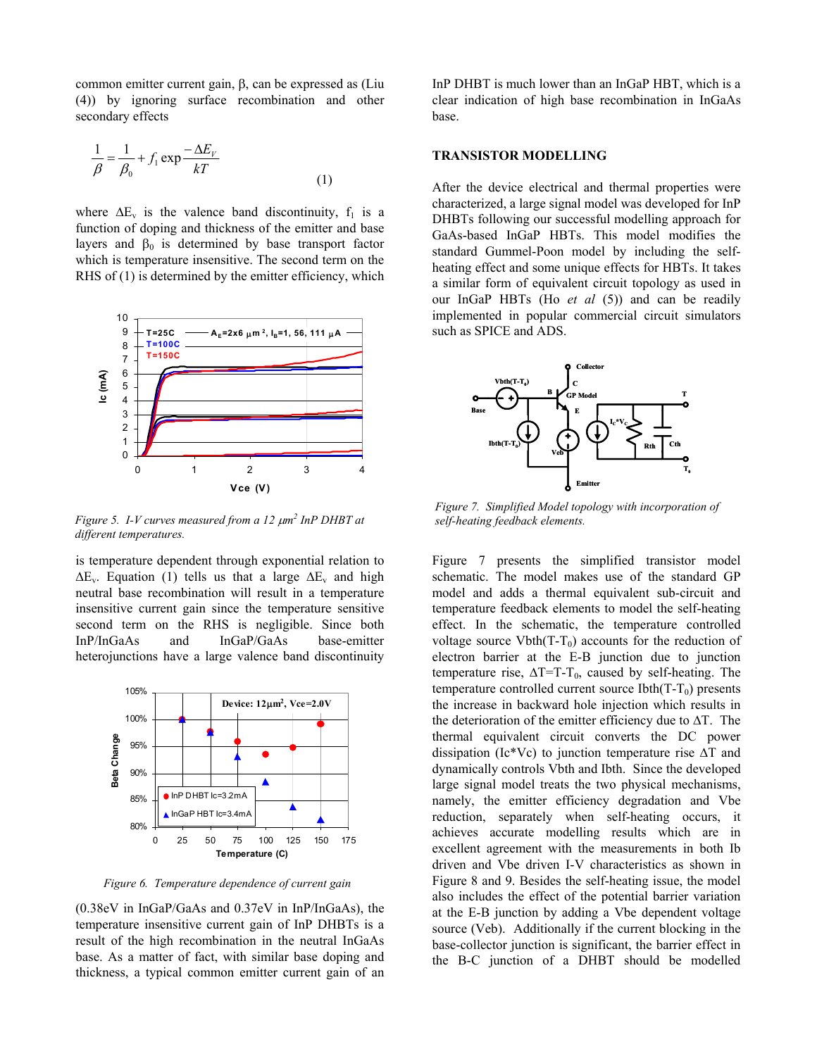common emitter current gain, β, can be expressed as (Liu (4)) by ignoring surface recombination and other secondary effects

$$\frac{1}{\beta} = \frac{1}{\beta_0} + f_1 \exp\frac{-\Delta E_V}{kT} \tag{1}$$

where $\Delta E_v$ is the valence band discontinuity, $f_1$ is a function of doping and thickness of the emitter and base layers and $\beta_0$ is determined by base transport factor which is temperature insensitive. The second term on the RHS of (1) is determined by the emitter efficiency, which is temperature dependent through exponential relation to $\Delta E_v$. Equation (1) tells us that a large $\Delta E_v$ and high neutral base recombination will result in a temperature insensitive current gain since the temperature sensitive second term on the RHS is negligible. Since both InP/InGaAs and InGaP/GaAs base-emitter heterojunctions have a large valence band discontinuity (0.38eV in InGaP/GaAs and 0.37eV in InP/InGaAs), the temperature insensitive current gain of InP DHBTs is a result of the high recombination in the neutral InGaAs base. As a matter of fact, with similar base doping and thickness, a typical common emitter current gain of an InP DHBT is much lower than an InGaP HBT, which is a clear indication of high base recombination in InGaAs base.

*Figure 5. I-V curves measured from a 12 μm² InP DHBT at different temperatures.*

*Figure 6. Temperature dependence of current gain*

## TRANSISTOR MODELLING

After the device electrical and thermal properties were characterized, a large signal model was developed for InP DHBTs following our successful modelling approach for GaAs-based InGaP HBTs. This model modifies the standard Gummel-Poon model by including the self-heating effect and some unique effects for HBTs. It takes a similar form of equivalent circuit topology as used in our InGaP HBTs (Ho *et al* (5)) and can be readily implemented in popular commercial circuit simulators such as SPICE and ADS.

*Figure 7. Simplified Model topology with incorporation of self-heating feedback elements.*

Figure 7 presents the simplified transistor model schematic. The model makes use of the standard GP model and adds a thermal equivalent sub-circuit and temperature feedback elements to model the self-heating effect. In the schematic, the temperature controlled voltage source $V_{bth}(T-T_0)$ accounts for the reduction of electron barrier at the E-B junction due to junction temperature rise, $\Delta T=T-T_0$, caused by self-heating. The temperature controlled current source $I_{bth}(T-T_0)$ presents the increase in backward hole injection which results in the deterioration of the emitter efficiency due to $\Delta T$. The thermal equivalent circuit converts the DC power dissipation ($I_c{*}V_c$) to junction temperature rise $\Delta T$ and dynamically controls Vbth and Ibth. Since the developed large signal model treats the two physical mechanisms, namely, the emitter efficiency degradation and Vbe reduction, separately when self-heating occurs, it achieves accurate modelling results which are in excellent agreement with the measurements in both Ib driven and Vbe driven I-V characteristics as shown in Figure 8 and 9. Besides the self-heating issue, the model also includes the effect of the potential barrier variation at the E-B junction by adding a Vbe dependent voltage source (Veb). Additionally if the current blocking in the base-collector junction is significant, the barrier effect in the B-C junction of a DHBT should be modelled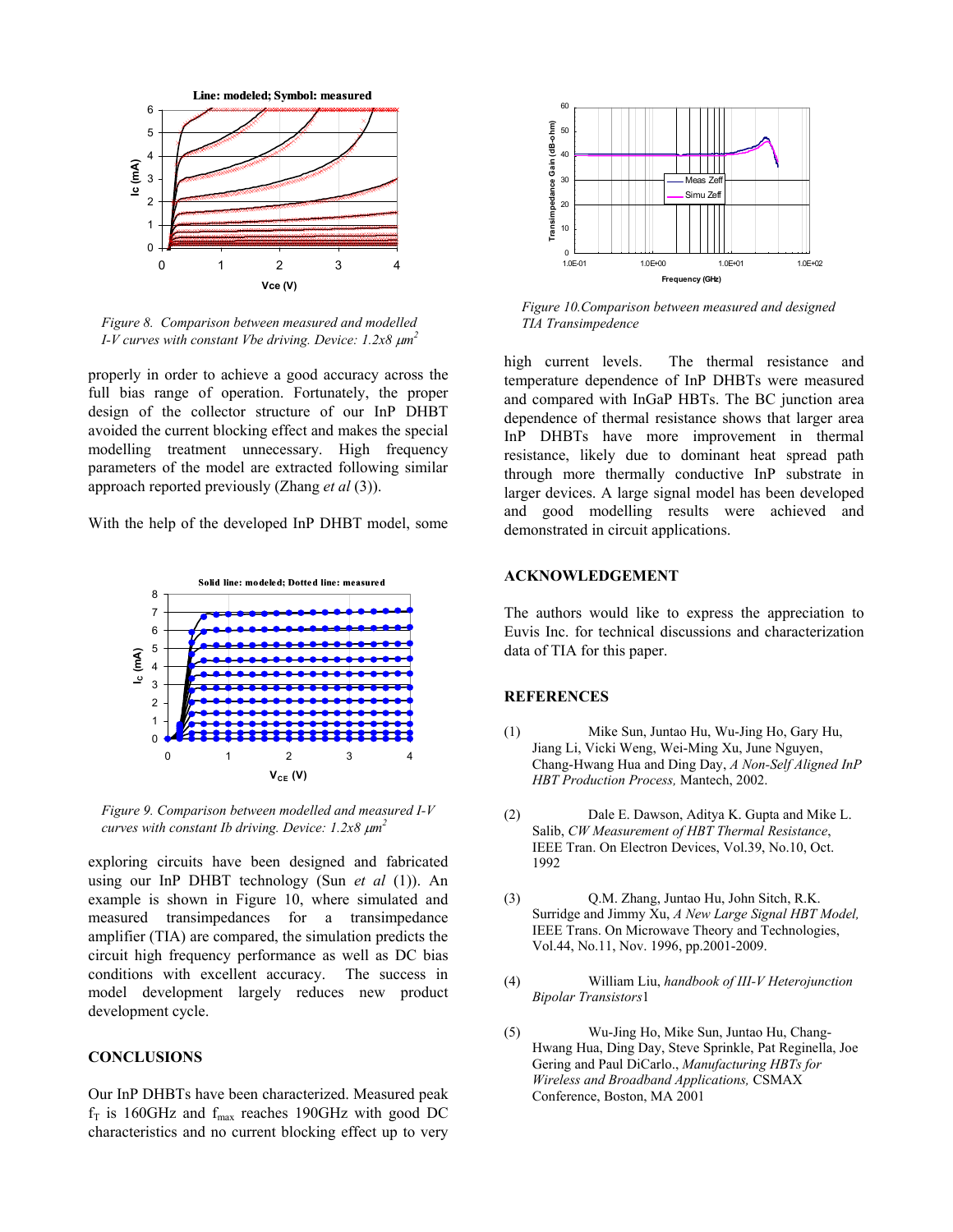Line: modeled; Symbol: measured

Ic (mA)

Vce (V)

0 1 2 3 4

0 1 2 3 4 5 6

*Figure 8. Comparison between measured and modelled I-V curves with constant Vbe driving. Device: 1.2x8 μm²*

properly in order to achieve a good accuracy across the full bias range of operation. Fortunately, the proper design of the collector structure of our InP DHBT avoided the current blocking effect and makes the special modelling treatment unnecessary. High frequency parameters of the model are extracted following similar approach reported previously (Zhang *et al* (3)).

With the help of the developed InP DHBT model, some

Solid line: modeled; Dotted line: measured

$I_C$ (mA)

$V_{CE}$ (V)

0 1 2 3 4

0 1 2 3 4 5 6 7 8

*Figure 9. Comparison between modelled and measured I-V curves with constant Ib driving. Device: 1.2x8 μm²*

exploring circuits have been designed and fabricated using our InP DHBT technology (Sun *et al* (1)). An example is shown in Figure 10, where simulated and measured transimpedances for a transimpedance amplifier (TIA) are compared, the simulation predicts the circuit high frequency performance as well as DC bias conditions with excellent accuracy. The success in model development largely reduces new product development cycle.

## CONCLUSIONS

Our InP DHBTs have been characterized. Measured peak $f_T$ is 160GHz and $f_{max}$ reaches 190GHz with good DC characteristics and no current blocking effect up to very high current levels. The thermal resistance and temperature dependence of InP DHBTs were measured and compared with InGaP HBTs. The BC junction area dependence of thermal resistance shows that larger area InP DHBTs have more improvement in thermal resistance, likely due to dominant heat spread path through more thermally conductive InP substrate in larger devices. A large signal model has been developed and good modelling results were achieved and demonstrated in circuit applications.

Transimpedance Gain (dB-ohm)

Frequency (GHz)

1.0E-01 1.0E+00 1.0E+01 1.0E+02

0 10 20 30 40 50 60

Meas Zeff

Simu Zeff

*Figure 10.Comparison between measured and designed TIA Transimpedence*

## ACKNOWLEDGEMENT

The authors would like to express the appreciation to Euvis Inc. for technical discussions and characterization data of TIA for this paper.

## REFERENCES

(1) Mike Sun, Juntao Hu, Wu-Jing Ho, Gary Hu, Jiang Li, Vicki Weng, Wei-Ming Xu, June Nguyen, Chang-Hwang Hua and Ding Day, *A Non-Self Aligned InP HBT Production Process,* Mantech, 2002.

(2) Dale E. Dawson, Aditya K. Gupta and Mike L. Salib, *CW Measurement of HBT Thermal Resistance*, IEEE Tran. On Electron Devices, Vol.39, No.10, Oct. 1992

(3) Q.M. Zhang, Juntao Hu, John Sitch, R.K. Surridge and Jimmy Xu, *A New Large Signal HBT Model,* IEEE Trans. On Microwave Theory and Technologies, Vol.44, No.11, Nov. 1996, pp.2001-2009.

(4) William Liu, *handbook of III-V Heterojunction Bipolar Transistors*1

(5) Wu-Jing Ho, Mike Sun, Juntao Hu, Chang-Hwang Hua, Ding Day, Steve Sprinkle, Pat Reginella, Joe Gering and Paul DiCarlo., *Manufacturing HBTs for Wireless and Broadband Applications,* CSMAX Conference, Boston, MA 2001